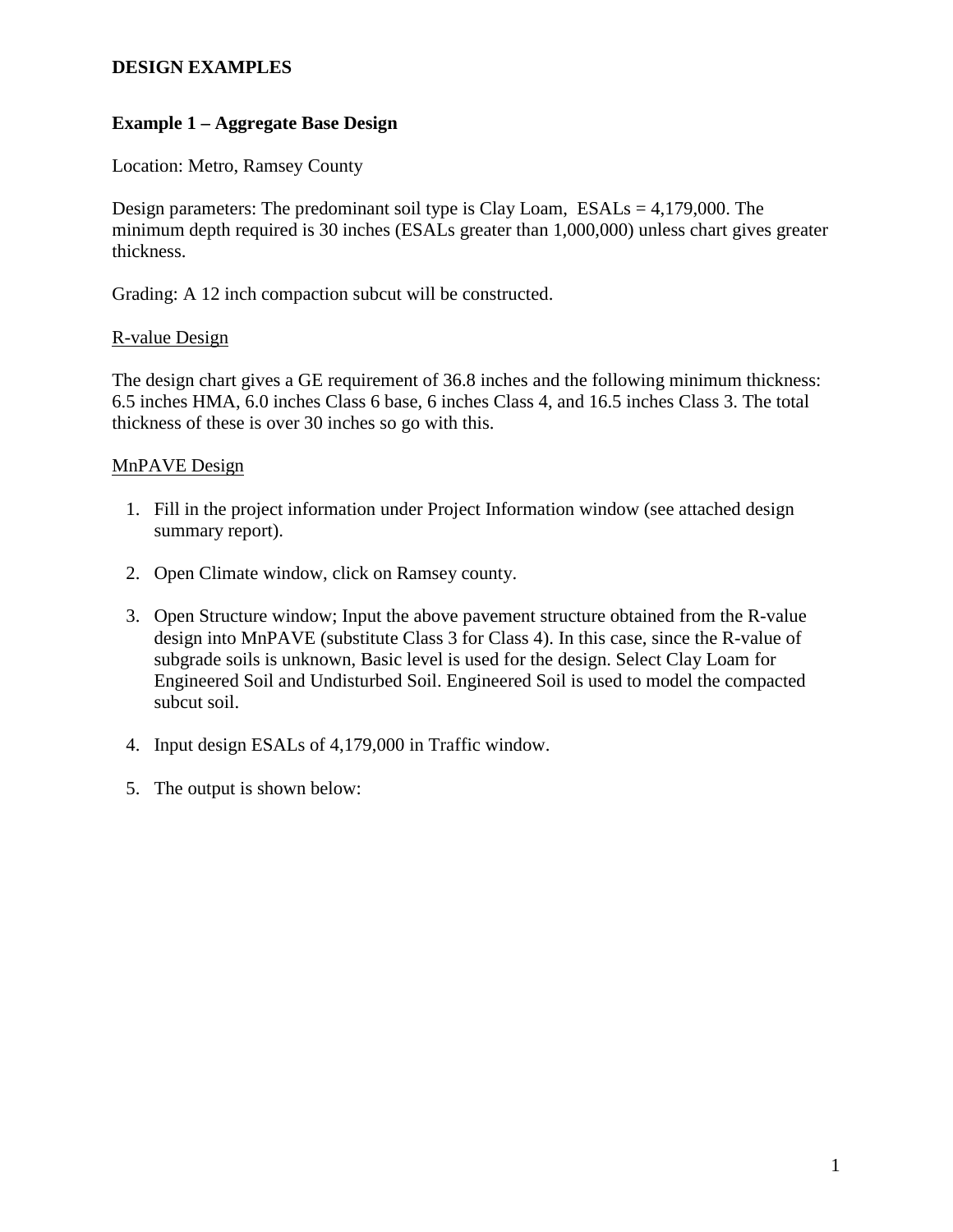# DESIGN EXAMPLES

## Example 1 – Aggregate Base Design

Location: Metro, Ramsey County

Design parameters: The predominant soil type is Clay Loam, ESALs = 4,179,000. The minimum depth required is 30 inches (ESALs greater than 1,000,000) unless chart gives greater thickness.

Grading: A 12 inch compaction subcut will be constructed.

<u>R-value Design</u>

The design chart gives a GE requirement of 36.8 inches and the following minimum thickness: 6.5 inches HMA, 6.0 inches Class 6 base, 6 inches Class 4, and 16.5 inches Class 3. The total thickness of these is over 30 inches so go with this.

<u>MnPAVE Design</u>

1. Fill in the project information under Project Information window (see attached design summary report).
2. Open Climate window, click on Ramsey county.
3. Open Structure window; Input the above pavement structure obtained from the R-value design into MnPAVE (substitute Class 3 for Class 4). In this case, since the R-value of subgrade soils is unknown, Basic level is used for the design. Select Clay Loam for Engineered Soil and Undisturbed Soil. Engineered Soil is used to model the compacted subcut soil.
4. Input design ESALs of 4,179,000 in Traffic window.
5. The output is shown below: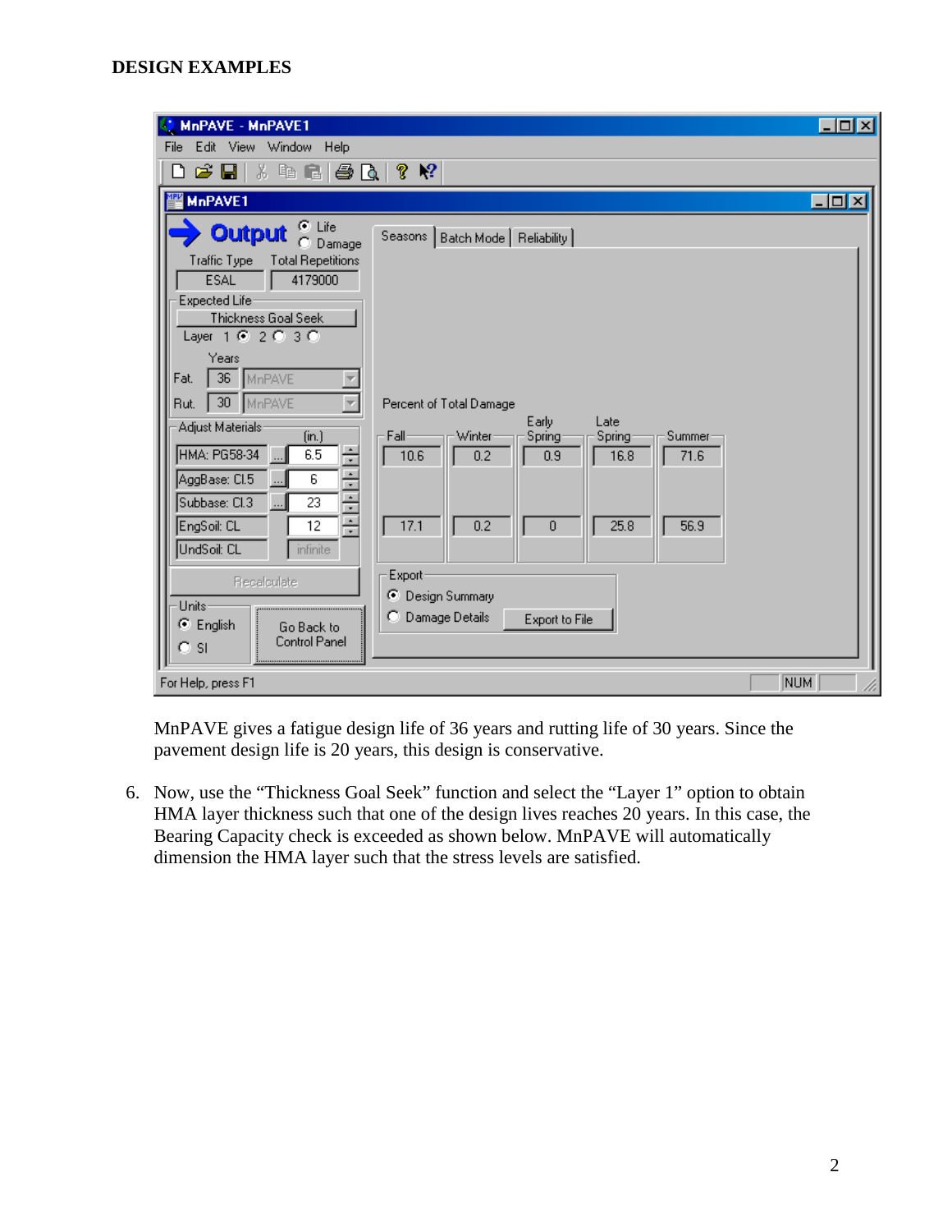**DESIGN EXAMPLES**

MnPAVE gives a fatigue design life of 36 years and rutting life of 30 years. Since the pavement design life is 20 years, this design is conservative.

6. Now, use the "Thickness Goal Seek" function and select the "Layer 1" option to obtain HMA layer thickness such that one of the design lives reaches 20 years. In this case, the Bearing Capacity check is exceeded as shown below. MnPAVE will automatically dimension the HMA layer such that the stress levels are satisfied.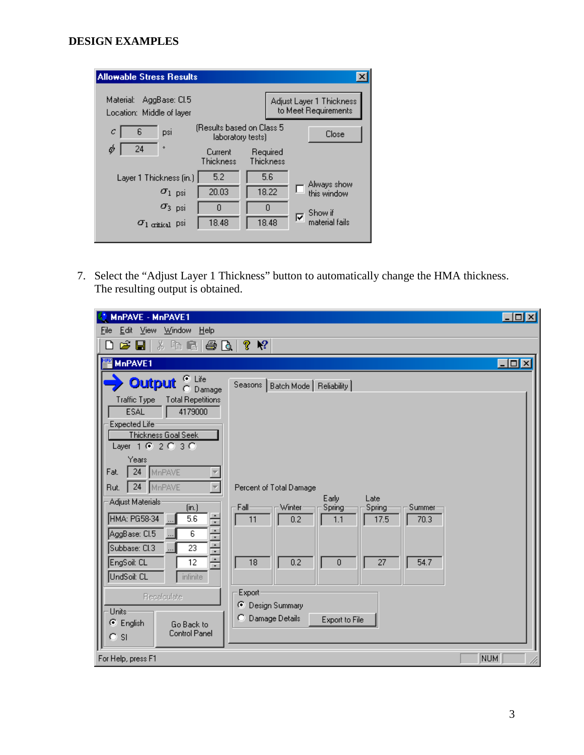## DESIGN EXAMPLES

**Allowable Stress Results**

Material: AggBase: Cl.5

Location: Middle of layer

(Results based on Class 5 laboratory tests)

$c$ = 6 psi

$\phi$ = 24 °

| | Current Thickness | Required Thickness |
|---|---|---|
| Layer 1 Thickness (in.) | 5.2 | 5.6 |
| $\sigma_1$ psi | 20.03 | 18.22 |
| $\sigma_3$ psi | 0 | 0 |
| $\sigma_{1\ critical}$ psi | 18.48 | 18.48 |

Adjust Layer 1 Thickness to Meet Requirements | Close

☐ Always show this window

☑ Show if material fails

7. Select the "Adjust Layer 1 Thickness" button to automatically change the HMA thickness. The resulting output is obtained.

**MnPAVE - MnPAVE1**

Output (● Life ○ Damage)

| Traffic Type | Total Repetitions |
|---|---|
| ESAL | 4179000 |

Expected Life — Thickness Goal Seek — Layer 1 ● 2 ○ 3 ○

| | Years | |
|---|---|---|
| Fat. | 24 | MnPAVE |
| Rut. | 24 | MnPAVE |

Adjust Materials

| Material | (in.) |
|---|---|
| HMA: PG58-34 | 5.6 |
| AggBase: Cl.5 | 6 |
| Subbase: Cl.3 | 23 |
| EngSoil: CL | 12 |
| UndSoil: CL | infinite |

Seasons | Batch Mode | Reliability

Percent of Total Damage

| Fall | Winter | Early Spring | Late Spring | Summer |
|---|---|---|---|---|
| 11 | 0.2 | 1.1 | 17.5 | 70.3 |
| 18 | 0.2 | 0 | 27 | 54.7 |

Export: ● Design Summary ○ Damage Details — Export to File

Units: ● English ○ SI — Go Back to Control Panel

For Help, press F1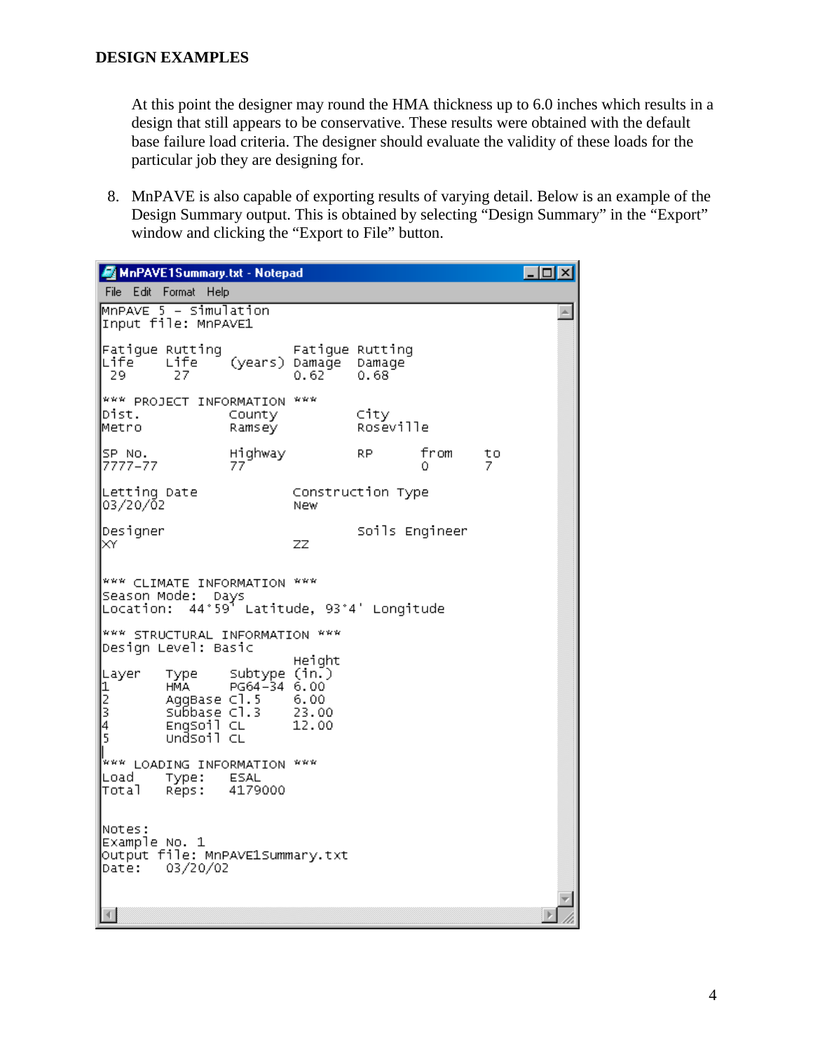**DESIGN EXAMPLES**

At this point the designer may round the HMA thickness up to 6.0 inches which results in a design that still appears to be conservative. These results were obtained with the default base failure load criteria. The designer should evaluate the validity of these loads for the particular job they are designing for.

8. MnPAVE is also capable of exporting results of varying detail. Below is an example of the Design Summary output. This is obtained by selecting "Design Summary" in the "Export" window and clicking the "Export to File" button.

```
MnPAVE1Summary.txt - Notepad

MnPAVE 5 - Simulation
Input file: MnPAVE1

Fatigue Rutting            Fatigue Rutting
Life    Life     (years)   Damage  Damage
 29      27                0.62    0.68

*** PROJECT INFORMATION ***
Dist.           County              City
Metro           Ramsey              Roseville

SP No.          Highway             RP      from    to
7777-77         77                          0       7

Letting Date               Construction Type
03/20/02                   New

Designer                            Soils Engineer
XY                         ZZ


*** CLIMATE INFORMATION ***
Season Mode:   Days
Location:  44°59' Latitude, 93°4' Longitude

*** STRUCTURAL INFORMATION ***
Design Level: Basic
                           Height
Layer   Type     Subtype  (in.)
1       HMA      PG64-34  6.00
2       AggBase  Cl.5     6.00
3       Subbase  Cl.3     23.00
4       EngSoil  CL       12.00
5       UndSoil  CL

*** LOADING INFORMATION ***
Load    Type:    ESAL
Total   Reps:    4179000


Notes:
Example No. 1
Output file: MnPAVE1Summary.txt
Date:    03/20/02
```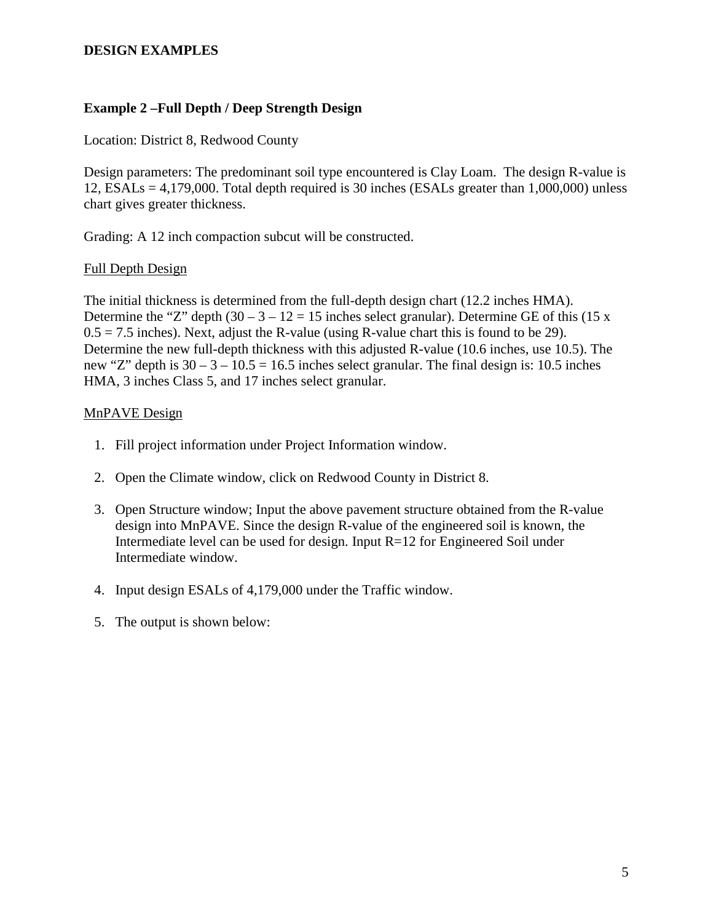# DESIGN EXAMPLES

## Example 2 –Full Depth / Deep Strength Design

Location: District 8, Redwood County

Design parameters: The predominant soil type encountered is Clay Loam. The design R-value is 12, ESALs = 4,179,000. Total depth required is 30 inches (ESALs greater than 1,000,000) unless chart gives greater thickness.

Grading: A 12 inch compaction subcut will be constructed.

<u>Full Depth Design</u>

The initial thickness is determined from the full-depth design chart (12.2 inches HMA). Determine the "Z" depth (30 – 3 – 12 = 15 inches select granular). Determine GE of this (15 x 0.5 = 7.5 inches). Next, adjust the R-value (using R-value chart this is found to be 29). Determine the new full-depth thickness with this adjusted R-value (10.6 inches, use 10.5). The new "Z" depth is 30 – 3 – 10.5 = 16.5 inches select granular. The final design is: 10.5 inches HMA, 3 inches Class 5, and 17 inches select granular.

<u>MnPAVE Design</u>

1. Fill project information under Project Information window.
2. Open the Climate window, click on Redwood County in District 8.
3. Open Structure window; Input the above pavement structure obtained from the R-value design into MnPAVE. Since the design R-value of the engineered soil is known, the Intermediate level can be used for design. Input R=12 for Engineered Soil under Intermediate window.
4. Input design ESALs of 4,179,000 under the Traffic window.
5. The output is shown below: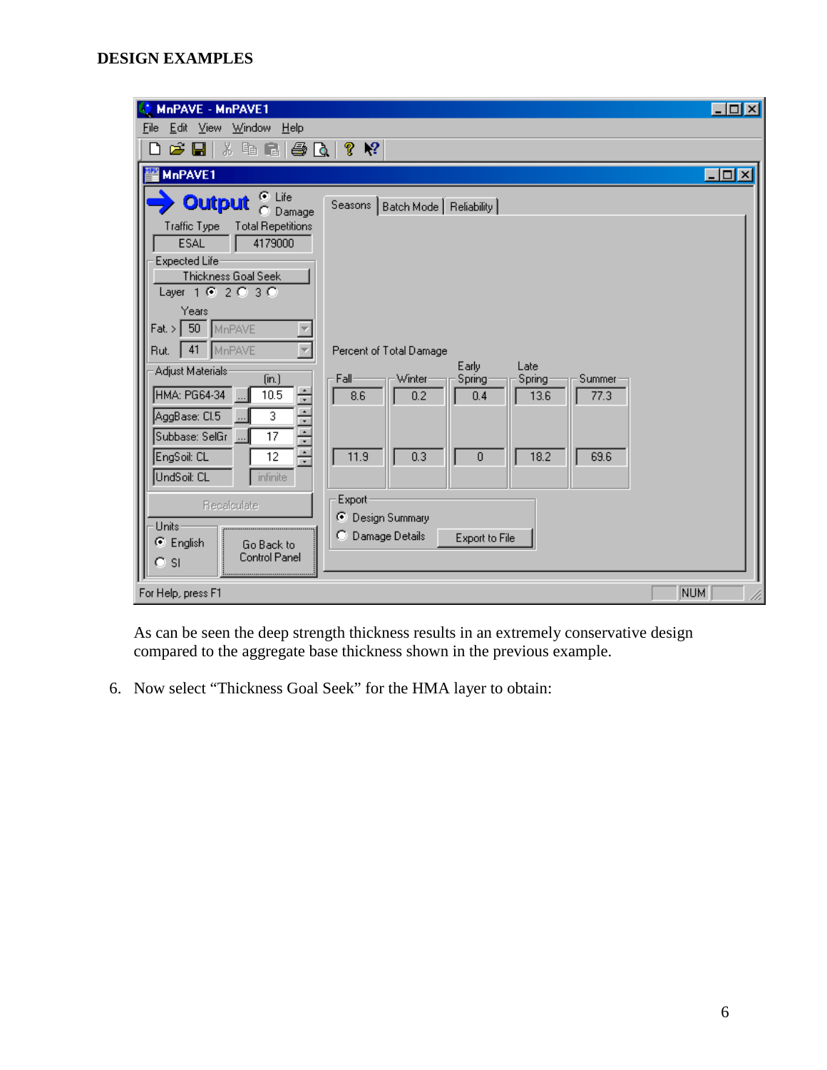**DESIGN EXAMPLES**

As can be seen the deep strength thickness results in an extremely conservative design compared to the aggregate base thickness shown in the previous example.

6. Now select "Thickness Goal Seek" for the HMA layer to obtain: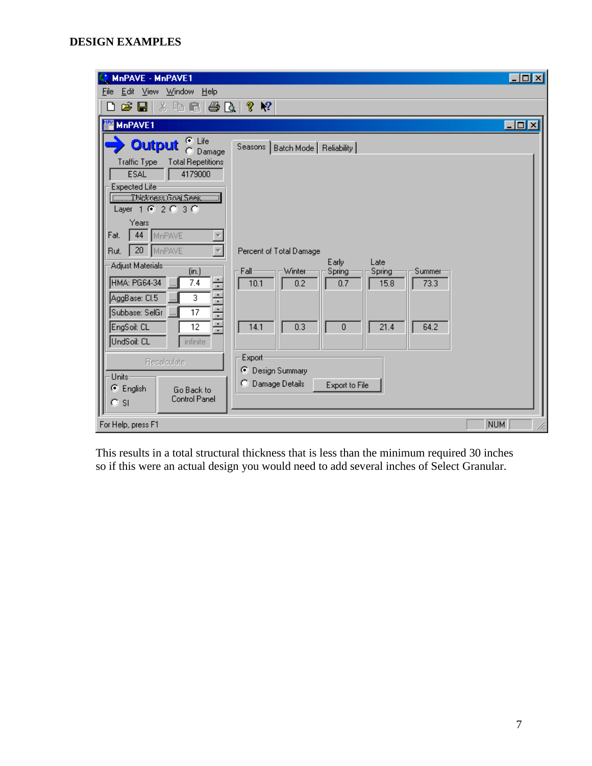**DESIGN EXAMPLES**

This results in a total structural thickness that is less than the minimum required 30 inches so if this were an actual design you would need to add several inches of Select Granular.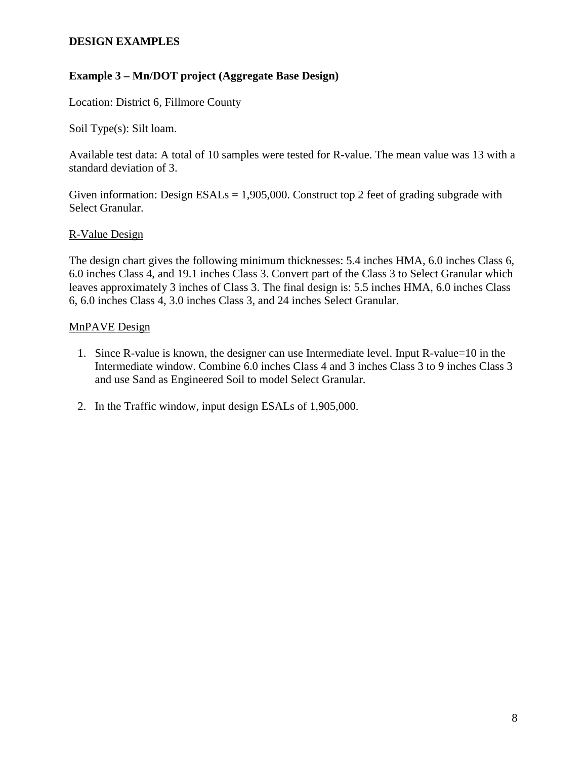**DESIGN EXAMPLES**

**Example 3 – Mn/DOT project (Aggregate Base Design)**

Location: District 6, Fillmore County

Soil Type(s): Silt loam.

Available test data: A total of 10 samples were tested for R-value. The mean value was 13 with a standard deviation of 3.

Given information: Design ESALs = 1,905,000. Construct top 2 feet of grading subgrade with Select Granular.

R-Value Design

The design chart gives the following minimum thicknesses: 5.4 inches HMA, 6.0 inches Class 6, 6.0 inches Class 4, and 19.1 inches Class 3. Convert part of the Class 3 to Select Granular which leaves approximately 3 inches of Class 3. The final design is: 5.5 inches HMA, 6.0 inches Class 6, 6.0 inches Class 4, 3.0 inches Class 3, and 24 inches Select Granular.

MnPAVE Design

1. Since R-value is known, the designer can use Intermediate level. Input R-value=10 in the Intermediate window. Combine 6.0 inches Class 4 and 3 inches Class 3 to 9 inches Class 3 and use Sand as Engineered Soil to model Select Granular.

2. In the Traffic window, input design ESALs of 1,905,000.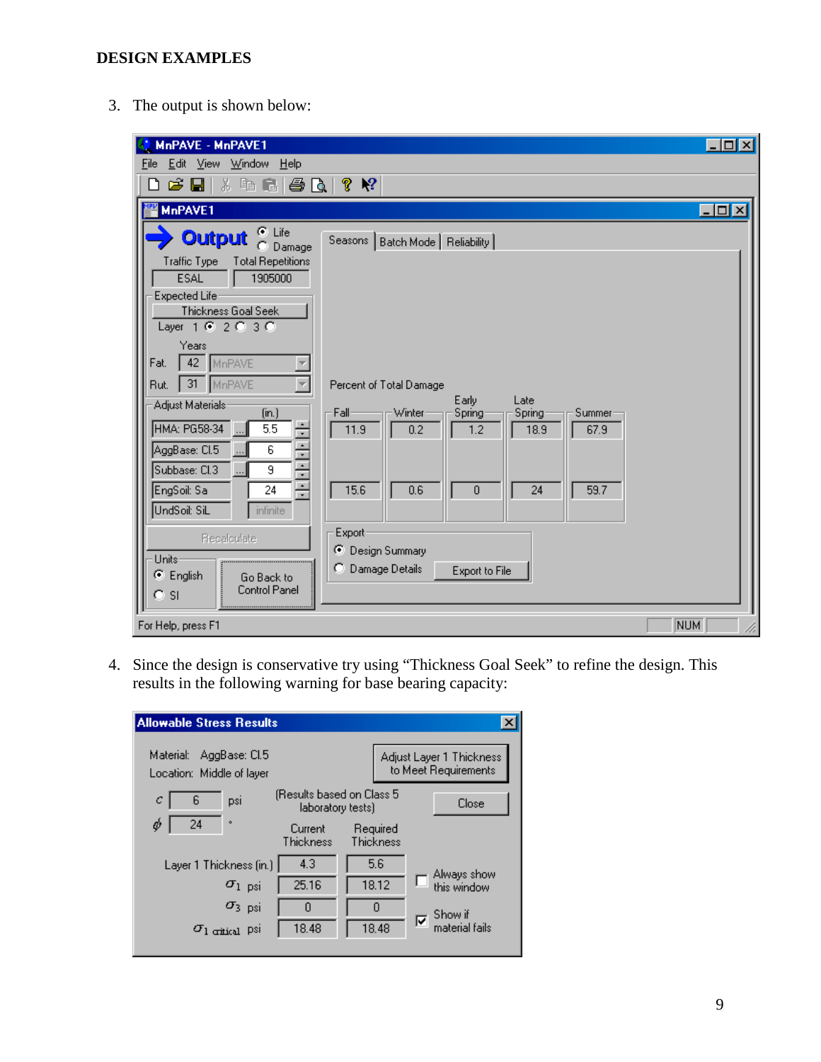**DESIGN EXAMPLES**

3. The output is shown below:

4. Since the design is conservative try using "Thickness Goal Seek" to refine the design. This results in the following warning for base bearing capacity: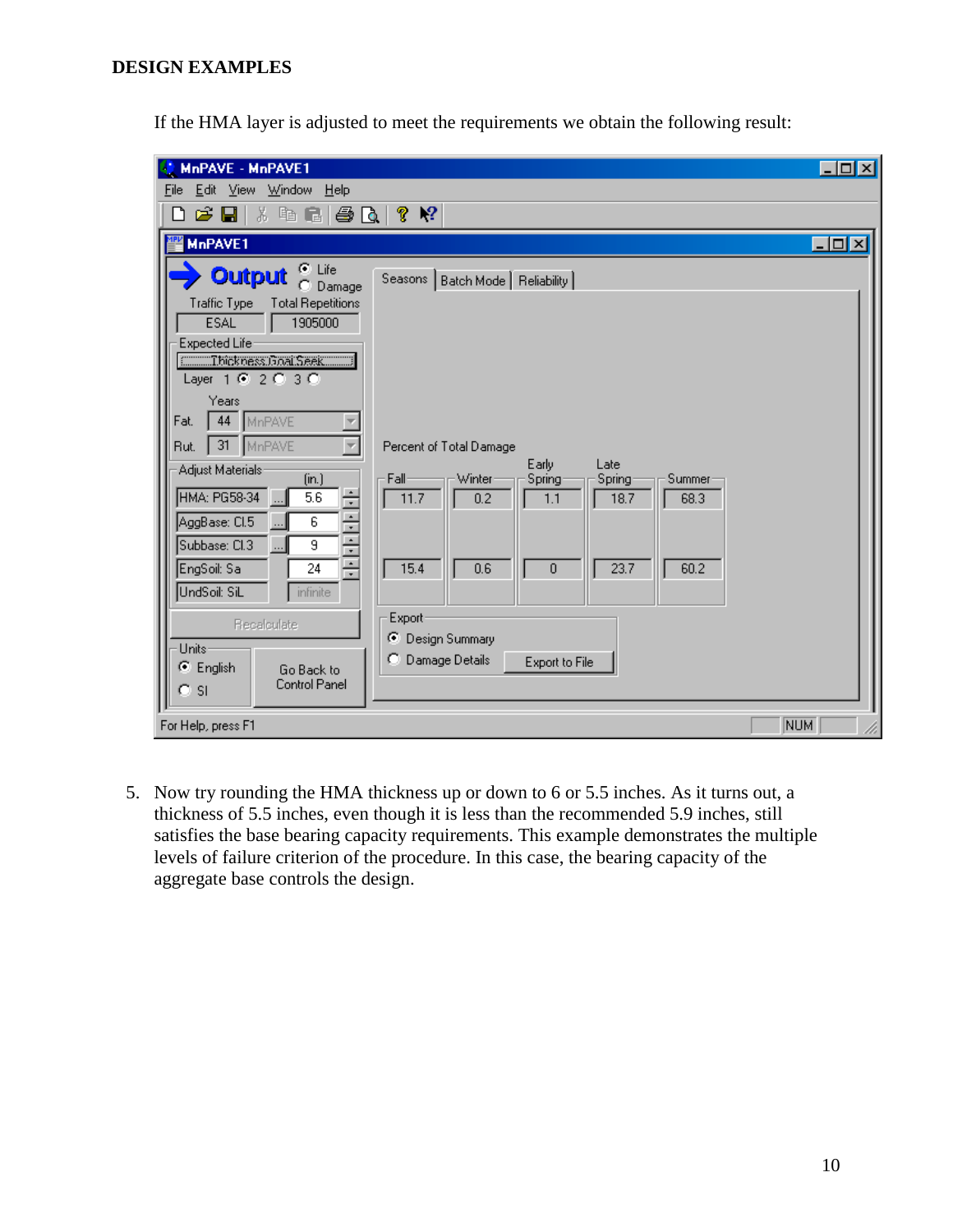**DESIGN EXAMPLES**

If the HMA layer is adjusted to meet the requirements we obtain the following result:

5. Now try rounding the HMA thickness up or down to 6 or 5.5 inches. As it turns out, a thickness of 5.5 inches, even though it is less than the recommended 5.9 inches, still satisfies the base bearing capacity requirements. This example demonstrates the multiple levels of failure criterion of the procedure. In this case, the bearing capacity of the aggregate base controls the design.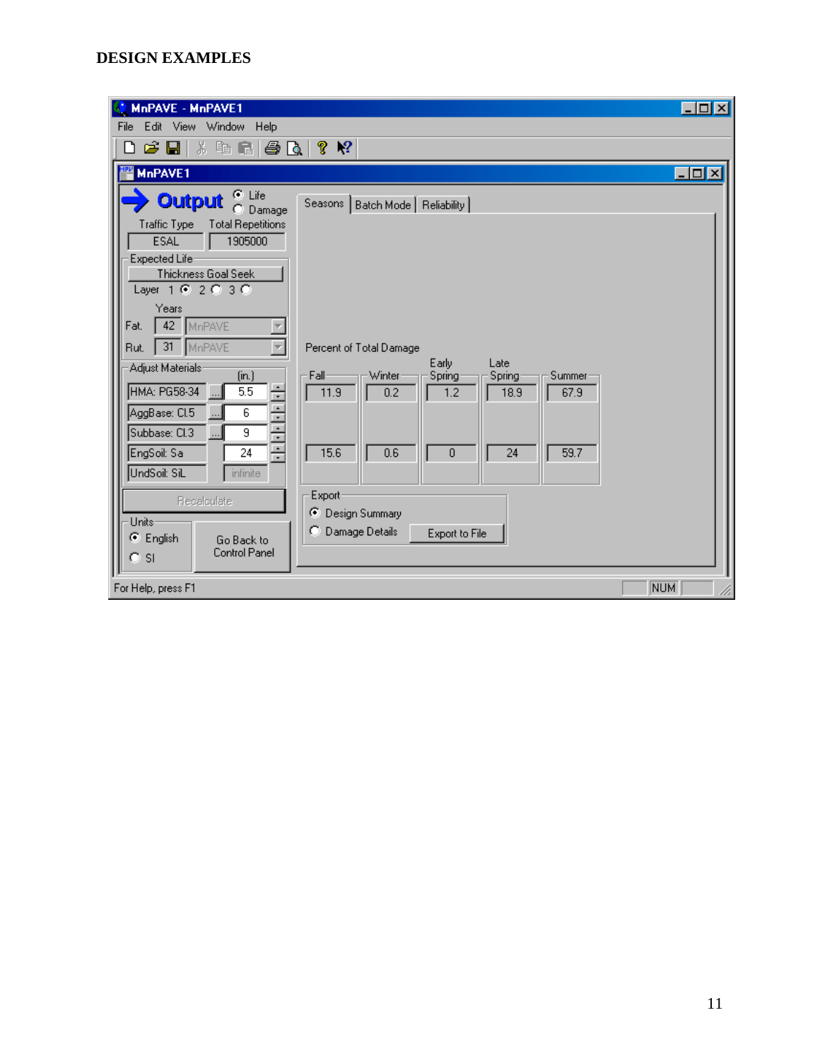**DESIGN EXAMPLES**

MnPAVE - MnPAVE1

File Edit View Window Help

MnPAVE1

**Output** ◉ Life ○ Damage

| Traffic Type | Total Repetitions |
|---|---|
| ESAL | 1905000 |

Expected Life

Thickness Goal Seek

Layer 1 ◉ 2 ○ 3 ○

| | Years | |
|---|---|---|
| Fat. | 42 | MnPAVE |
| Rut. | 31 | MnPAVE |

Adjust Materials

| Material | (in.) |
|---|---|
| HMA: PG58-34 | 5.5 |
| AggBase: Cl.5 | 6 |
| Subbase: Cl.3 | 9 |
| EngSoil: Sa | 24 |
| UndSoil: SiL | infinite |

Recalculate

Units ◉ English ○ SI

Go Back to Control Panel

Seasons | Batch Mode | Reliability

Percent of Total Damage

| Fall | Winter | Early Spring | Late Spring | Summer |
|---|---|---|---|---|
| 11.9 | 0.2 | 1.2 | 18.9 | 67.9 |
| 15.6 | 0.6 | 0 | 24 | 59.7 |

Export ◉ Design Summary ○ Damage Details

Export to File

For Help, press F1 NUM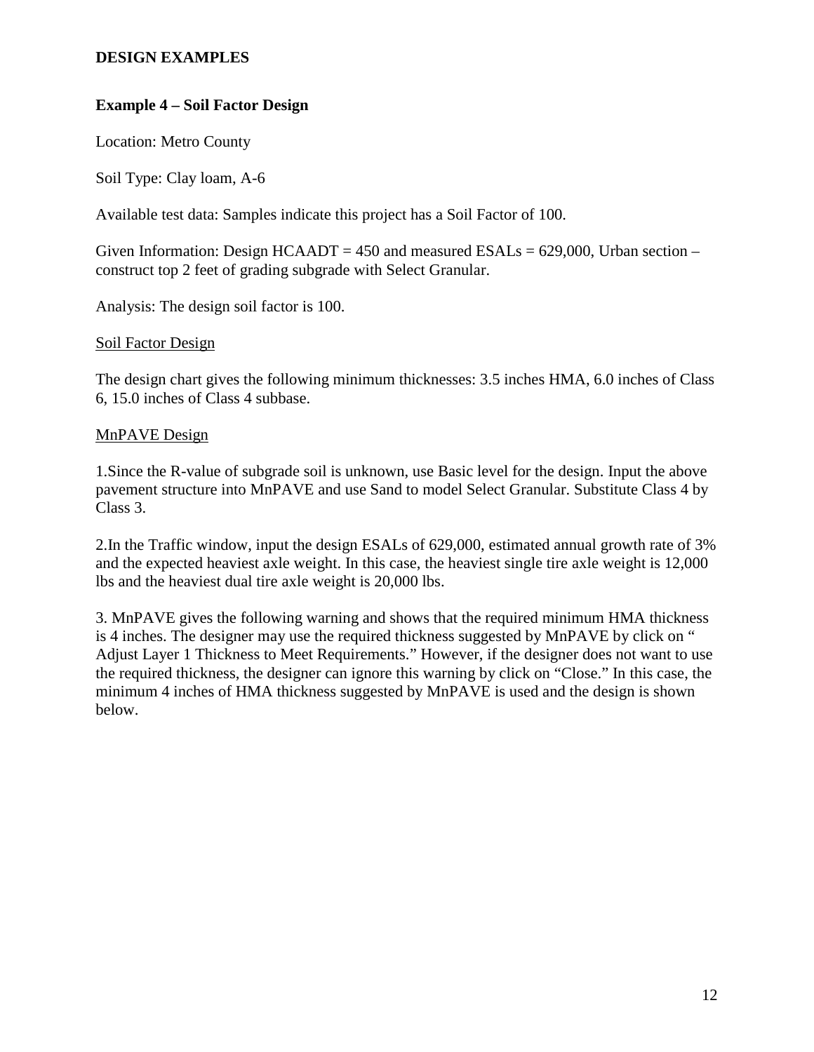## DESIGN EXAMPLES

### Example 4 – Soil Factor Design

Location: Metro County

Soil Type: Clay loam, A-6

Available test data: Samples indicate this project has a Soil Factor of 100.

Given Information: Design HCAADT = 450 and measured ESALs = 629,000, Urban section – construct top 2 feet of grading subgrade with Select Granular.

Analysis: The design soil factor is 100.

<u>Soil Factor Design</u>

The design chart gives the following minimum thicknesses: 3.5 inches HMA, 6.0 inches of Class 6, 15.0 inches of Class 4 subbase.

<u>MnPAVE Design</u>

1.Since the R-value of subgrade soil is unknown, use Basic level for the design. Input the above pavement structure into MnPAVE and use Sand to model Select Granular. Substitute Class 4 by Class 3.

2.In the Traffic window, input the design ESALs of 629,000, estimated annual growth rate of 3% and the expected heaviest axle weight. In this case, the heaviest single tire axle weight is 12,000 lbs and the heaviest dual tire axle weight is 20,000 lbs.

3. MnPAVE gives the following warning and shows that the required minimum HMA thickness is 4 inches. The designer may use the required thickness suggested by MnPAVE by click on " Adjust Layer 1 Thickness to Meet Requirements." However, if the designer does not want to use the required thickness, the designer can ignore this warning by click on "Close." In this case, the minimum 4 inches of HMA thickness suggested by MnPAVE is used and the design is shown below.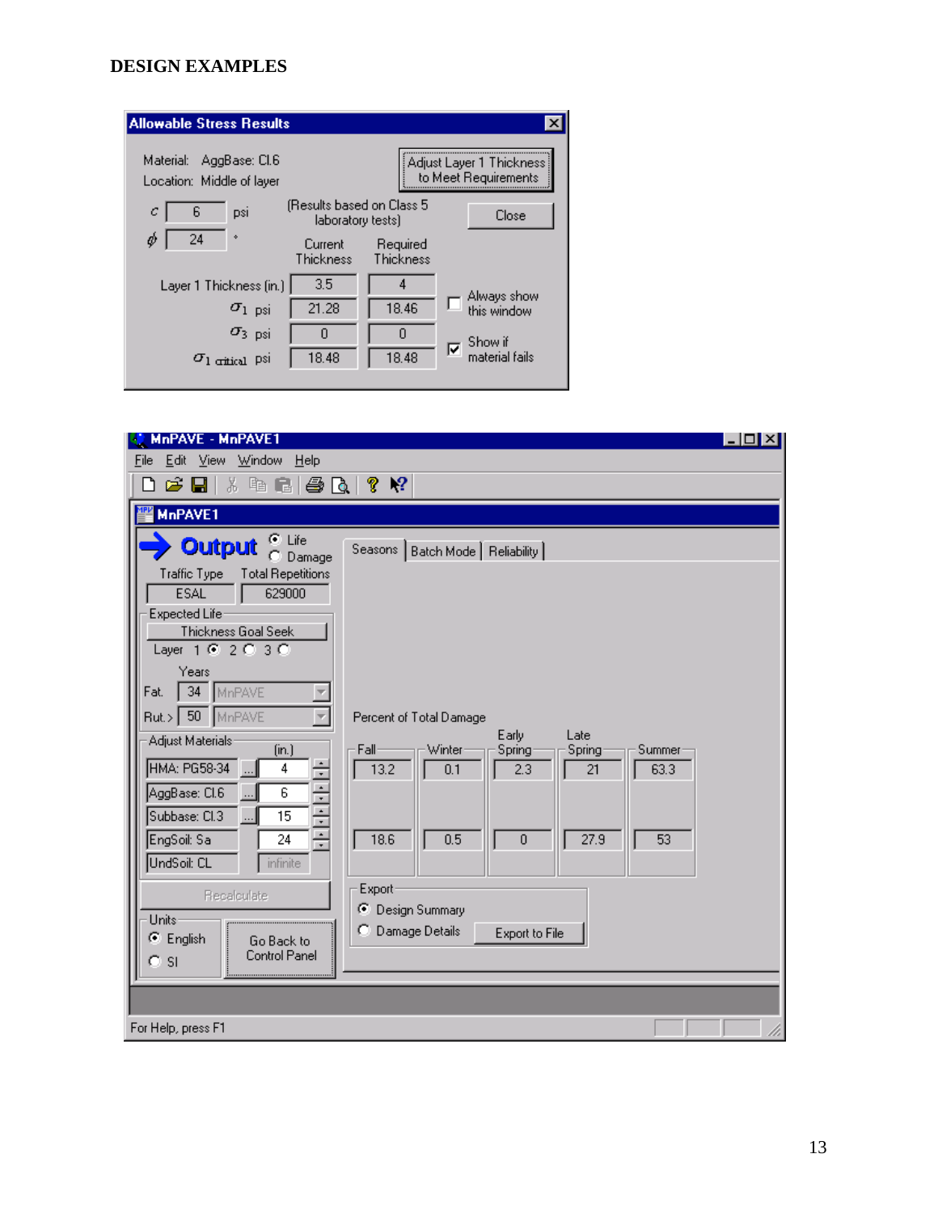**DESIGN EXAMPLES**

**Allowable Stress Results**

Material: AggBase: Cl.6
Location: Middle of layer

Adjust Layer 1 Thickness to Meet Requirements

Close

$c$ 6 psi

$\phi$ 24 °

(Results based on Class 5 laboratory tests)

| | Current Thickness | Required Thickness |
|---|---|---|
| Layer 1 Thickness (in.) | 3.5 | 4 |
| $\sigma_1$ psi | 21.28 | 18.46 |
| $\sigma_3$ psi | 0 | 0 |
| $\sigma_{1\ critical}$ psi | 18.48 | 18.48 |

☐ Always show this window

☑ Show if material fails

**MnPAVE - MnPAVE1**

File Edit View Window Help

**MnPAVE1**

**Output** ◉ Life ○ Damage

| Traffic Type | Total Repetitions |
|---|---|
| ESAL | 629000 |

Expected Life

Thickness Goal Seek

Layer 1 ◉ 2 ○ 3 ○

| | Years | |
|---|---|---|
| Fat. | 34 | MnPAVE |
| Rut. > | 50 | MnPAVE |

Adjust Materials

| Material | (in.) |
|---|---|
| HMA: PG58-34 | 4 |
| AggBase: Cl.6 | 6 |
| Subbase: Cl.3 | 15 |
| EngSoil: Sa | 24 |
| UndSoil: CL | infinite |

Recalculate

Units ◉ English ○ SI

Go Back to Control Panel

Seasons | Batch Mode | Reliability

Percent of Total Damage

| Fall | Winter | Early Spring | Late Spring | Summer |
|---|---|---|---|---|
| 13.2 | 0.1 | 2.3 | 21 | 63.3 |
| 18.6 | 0.5 | 0 | 27.9 | 53 |

Export ◉ Design Summary ○ Damage Details

Export to File

For Help, press F1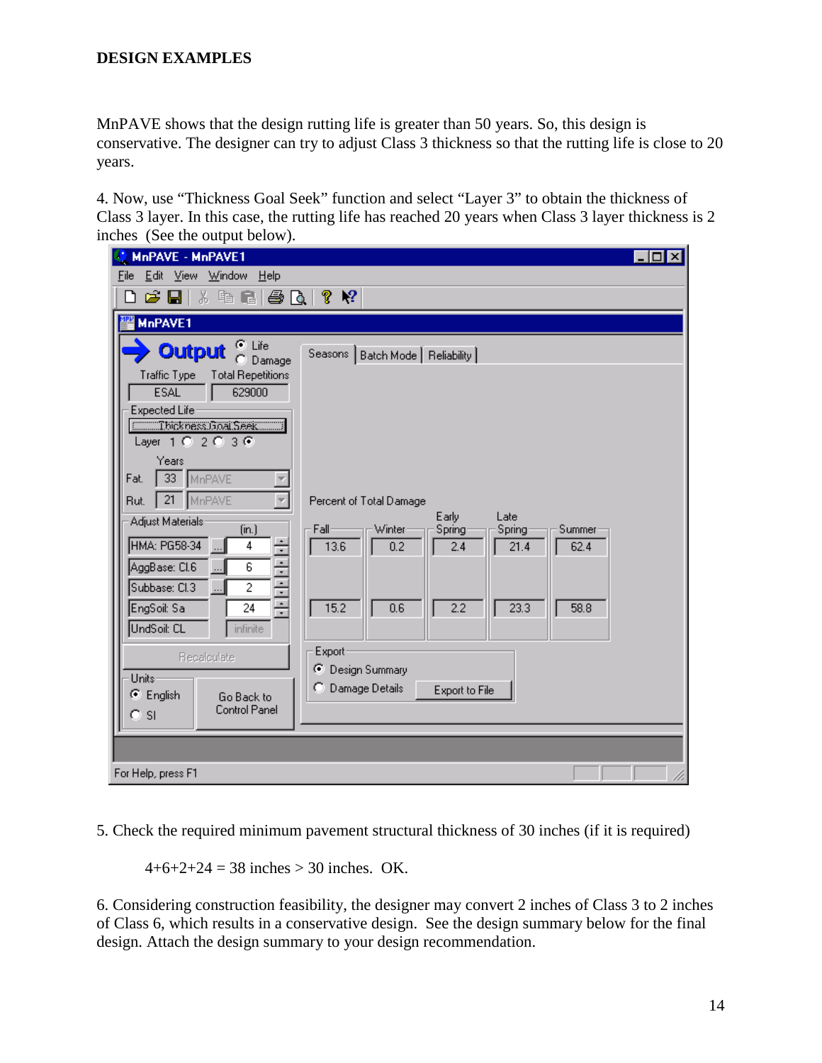**DESIGN EXAMPLES**

MnPAVE shows that the design rutting life is greater than 50 years. So, this design is conservative. The designer can try to adjust Class 3 thickness so that the rutting life is close to 20 years.

4. Now, use “Thickness Goal Seek” function and select “Layer 3” to obtain the thickness of Class 3 layer. In this case, the rutting life has reached 20 years when Class 3 layer thickness is 2 inches (See the output below).

5. Check the required minimum pavement structural thickness of 30 inches (if it is required)

4+6+2+24 = 38 inches > 30 inches. OK.

6. Considering construction feasibility, the designer may convert 2 inches of Class 3 to 2 inches of Class 6, which results in a conservative design. See the design summary below for the final design. Attach the design summary to your design recommendation.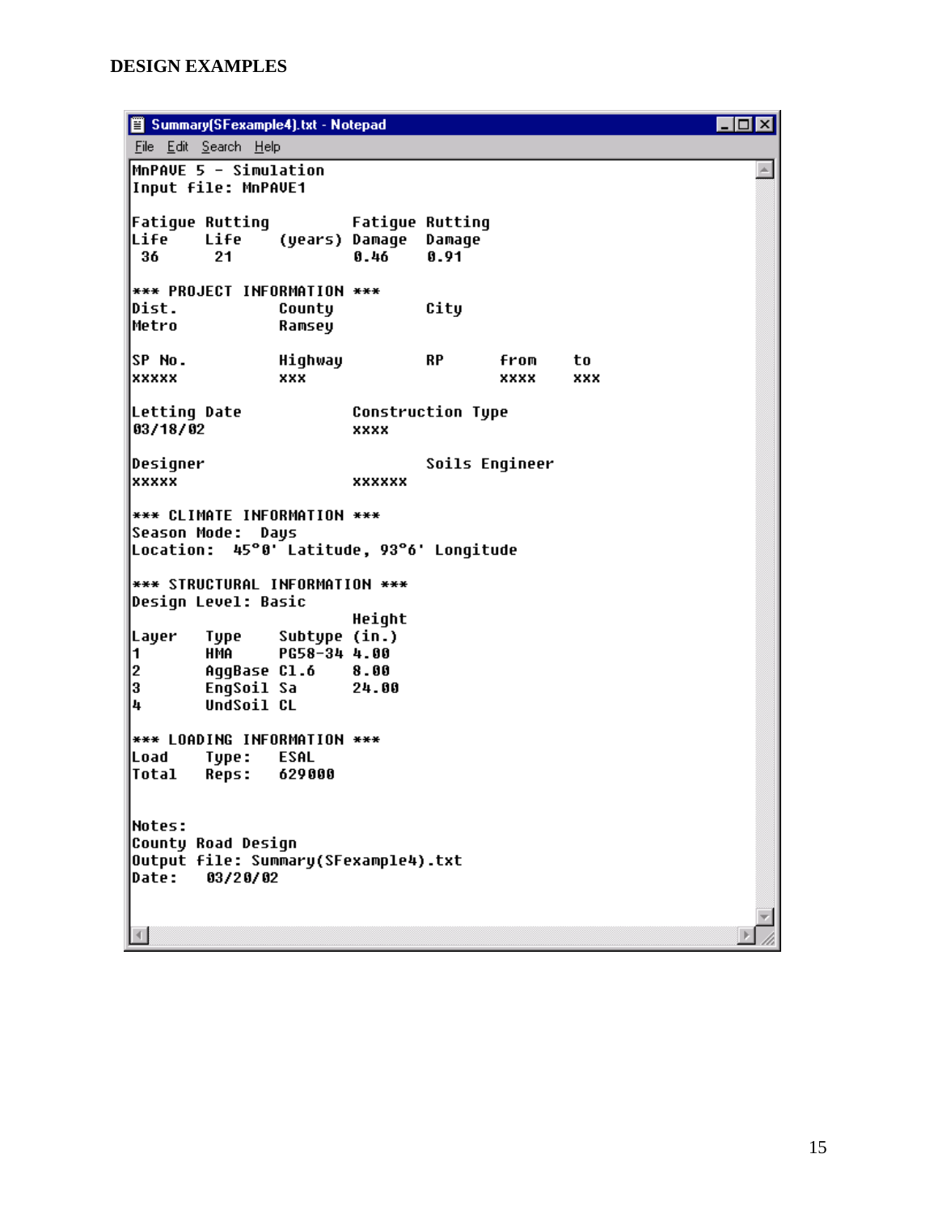**DESIGN EXAMPLES**

```
Summary(SFexample4).txt - Notepad
File  Edit  Search  Help

MnPAVE 5 - Simulation
Input file: MnPAVE1

Fatigue Rutting         Fatigue Rutting
Life    Life    (years) Damage  Damage
 36      21             0.46    0.91

*** PROJECT INFORMATION ***
Dist.           County          City
Metro           Ramsey

SP No.          Highway         RP      from    to
xxxxx           xxx                     xxxx    xxx

Letting Date            Construction Type
03/18/02                xxxx

Designer                        Soils Engineer
xxxxx                   xxxxxx

*** CLIMATE INFORMATION ***
Season Mode:  Days
Location:  45°0' Latitude, 93°6' Longitude

*** STRUCTURAL INFORMATION ***
Design Level: Basic
                        Height
Layer   Type    Subtype (in.)
1       HMA     PG58-34 4.00
2       AggBase Cl.6    8.00
3       EngSoil Sa      24.00
4       UndSoil CL

*** LOADING INFORMATION ***
Load    Type:   ESAL
Total   Reps:   629000


Notes:
County Road Design
Output file: Summary(SFexample4).txt
Date:   03/20/02
```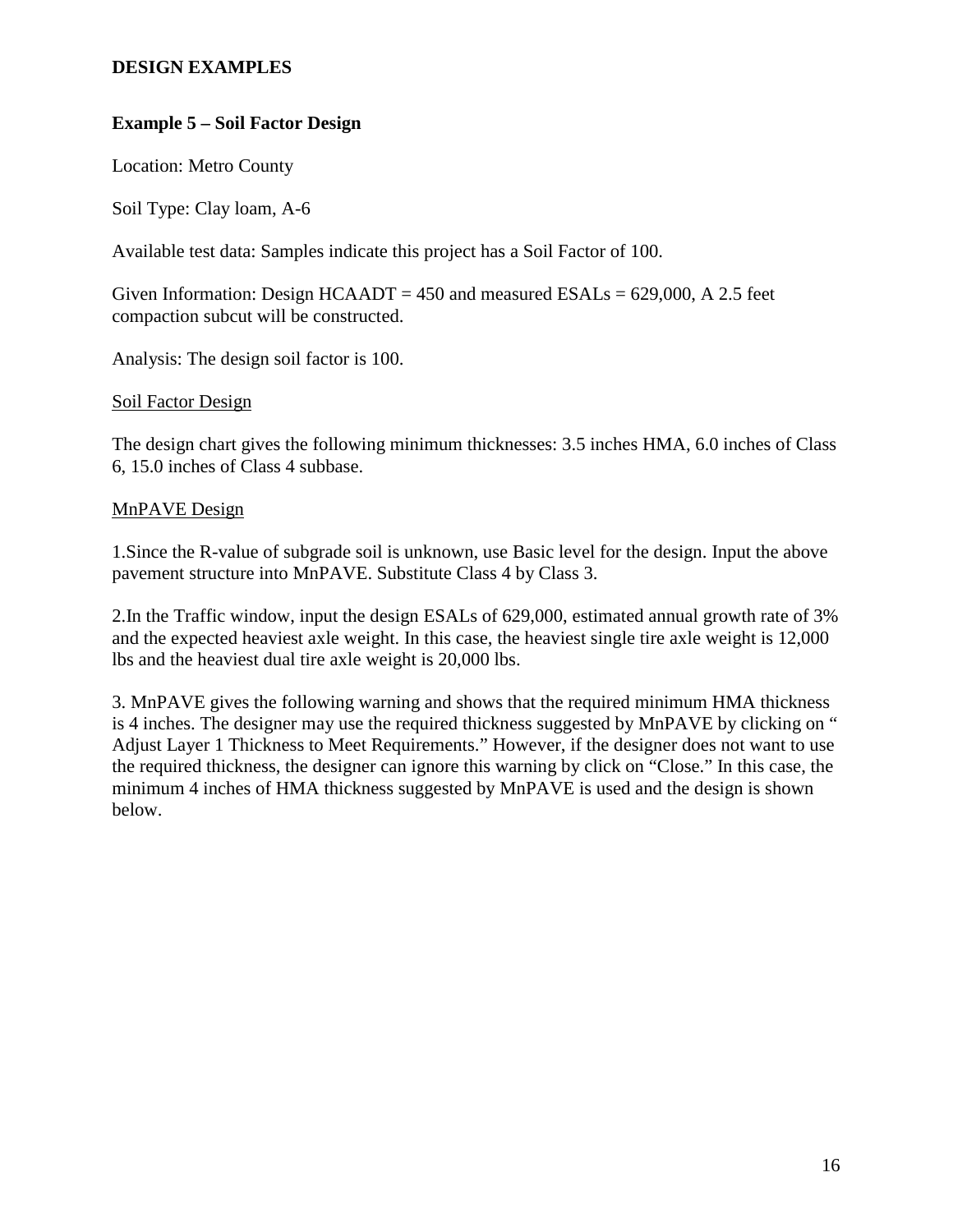**DESIGN EXAMPLES**

**Example 5 – Soil Factor Design**

Location: Metro County

Soil Type: Clay loam, A-6

Available test data: Samples indicate this project has a Soil Factor of 100.

Given Information: Design HCAADT = 450 and measured ESALs = 629,000, A 2.5 feet compaction subcut will be constructed.

Analysis: The design soil factor is 100.

<u>Soil Factor Design</u>

The design chart gives the following minimum thicknesses: 3.5 inches HMA, 6.0 inches of Class 6, 15.0 inches of Class 4 subbase.

<u>MnPAVE Design</u>

1.Since the R-value of subgrade soil is unknown, use Basic level for the design. Input the above pavement structure into MnPAVE. Substitute Class 4 by Class 3.

2.In the Traffic window, input the design ESALs of 629,000, estimated annual growth rate of 3% and the expected heaviest axle weight. In this case, the heaviest single tire axle weight is 12,000 lbs and the heaviest dual tire axle weight is 20,000 lbs.

3. MnPAVE gives the following warning and shows that the required minimum HMA thickness is 4 inches. The designer may use the required thickness suggested by MnPAVE by clicking on " Adjust Layer 1 Thickness to Meet Requirements." However, if the designer does not want to use the required thickness, the designer can ignore this warning by click on "Close." In this case, the minimum 4 inches of HMA thickness suggested by MnPAVE is used and the design is shown below.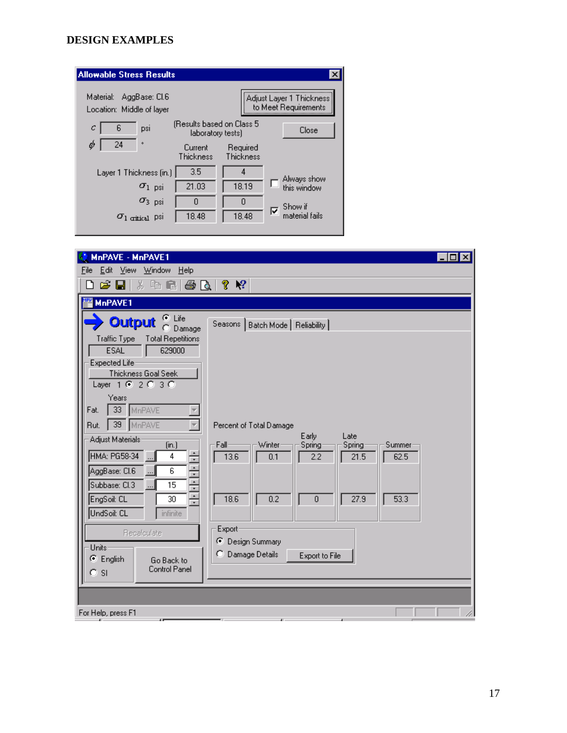**DESIGN EXAMPLES**

**Allowable Stress Results**

Material: AggBase: Cl.6

Location: Middle of layer

$c$ = 6 psi

$\phi$ = 24 °

(Results based on Class 5 laboratory tests)

| | Current Thickness | Required Thickness |
|---|---|---|
| Layer 1 Thickness (in.) | 3.5 | 4 |
| $\sigma_1$ psi | 21.03 | 18.19 |
| $\sigma_3$ psi | 0 | 0 |
| $\sigma_{1\ critical}$ psi | 18.48 | 18.48 |

Adjust Layer 1 Thickness to Meet Requirements

Close

☐ Always show this window

☑ Show if material fails

**MnPAVE - MnPAVE1**

File Edit View Window Help

**MnPAVE1**

**Output** ◉ Life ○ Damage

| Traffic Type | Total Repetitions |
|---|---|
| ESAL | 629000 |

Expected Life

Thickness Goal Seek

Layer 1 ◉ 2 ○ 3 ○

| | Years | |
|---|---|---|
| Fat. | 33 | MnPAVE |
| Rut. | 39 | MnPAVE |

Adjust Materials

| Material | (in.) |
|---|---|
| HMA: PG58-34 | 4 |
| AggBase: Cl.6 | 6 |
| Subbase: Cl.3 | 15 |
| EngSoil: CL | 30 |
| UndSoil: CL | infinite |

Recalculate

Units ◉ English ○ SI

Go Back to Control Panel

Seasons | Batch Mode | Reliability

Percent of Total Damage

| Fall | Winter | Early Spring | Late Spring | Summer |
|---|---|---|---|---|
| 13.6 | 0.1 | 2.2 | 21.5 | 62.5 |
| 18.6 | 0.2 | 0 | 27.9 | 53.3 |

Export ◉ Design Summary ○ Damage Details

Export to File

For Help, press F1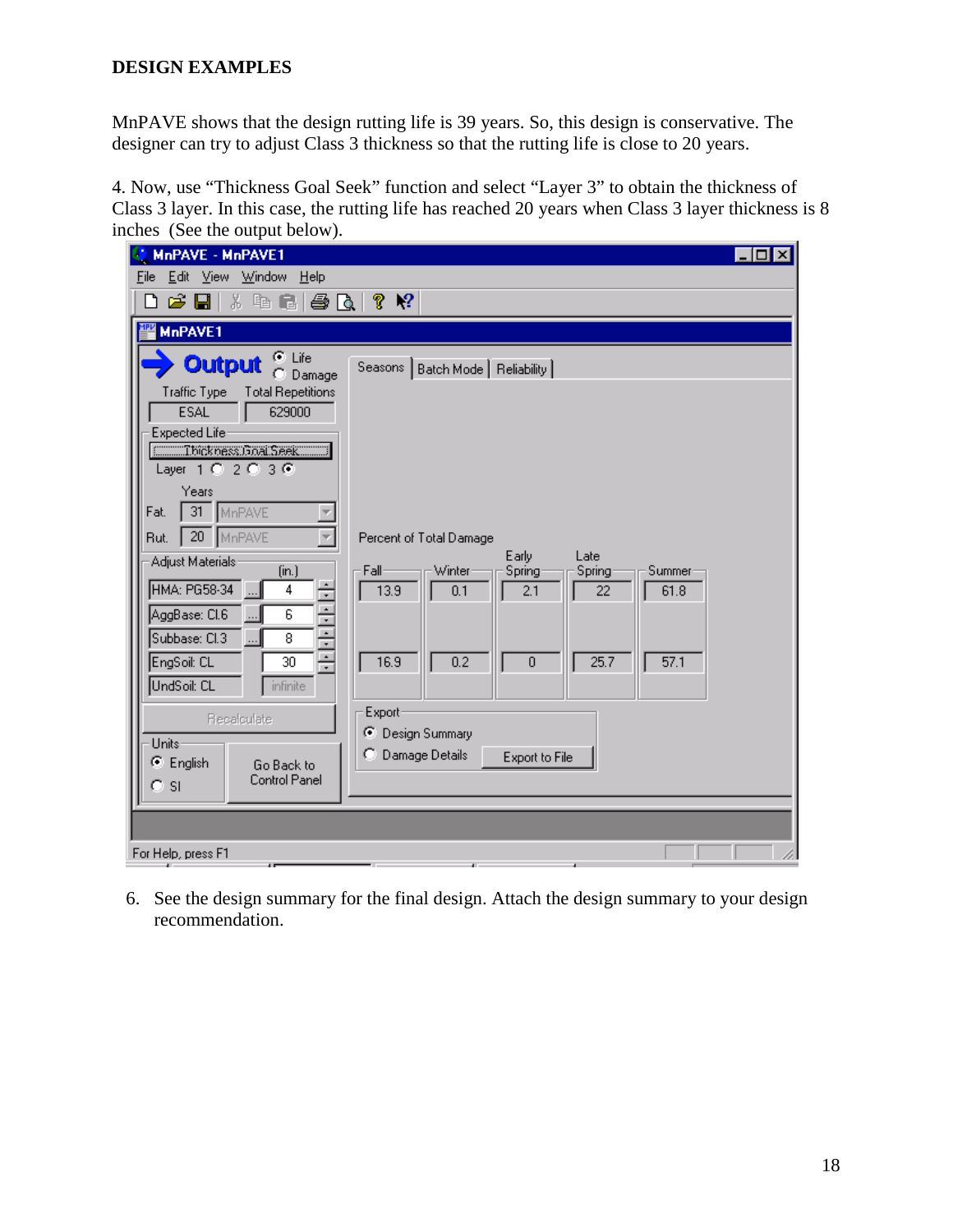**DESIGN EXAMPLES**

MnPAVE shows that the design rutting life is 39 years. So, this design is conservative. The designer can try to adjust Class 3 thickness so that the rutting life is close to 20 years.

4. Now, use "Thickness Goal Seek" function and select "Layer 3" to obtain the thickness of Class 3 layer. In this case, the rutting life has reached 20 years when Class 3 layer thickness is 8 inches (See the output below).

MnPAVE - MnPAVE1

File Edit View Window Help

MnPAVE1

**Output** ◉ Life ○ Damage

| Traffic Type | Total Repetitions |
|---|---|
| ESAL | 629000 |

Expected Life

Thickness Goal Seek

Layer 1 ○ 2 ○ 3 ◉

| | Years | |
|---|---|---|
| Fat. | 31 | MnPAVE |
| Rut. | 20 | MnPAVE |

Adjust Materials

| Material | (in.) |
|---|---|
| HMA: PG58-34 | 4 |
| AggBase: Cl.6 | 6 |
| Subbase: Cl.3 | 8 |
| EngSoil: CL | 30 |
| UndSoil: CL | infinite |

Recalculate

Units ◉ English ○ SI

Go Back to Control Panel

Seasons | Batch Mode | Reliability

Percent of Total Damage

| Fall | Winter | Early Spring | Late Spring | Summer |
|---|---|---|---|---|
| 13.9 | 0.1 | 2.1 | 22 | 61.8 |
| 16.9 | 0.2 | 0 | 25.7 | 57.1 |

Export ◉ Design Summary ○ Damage Details Export to File

For Help, press F1

6. See the design summary for the final design. Attach the design summary to your design recommendation.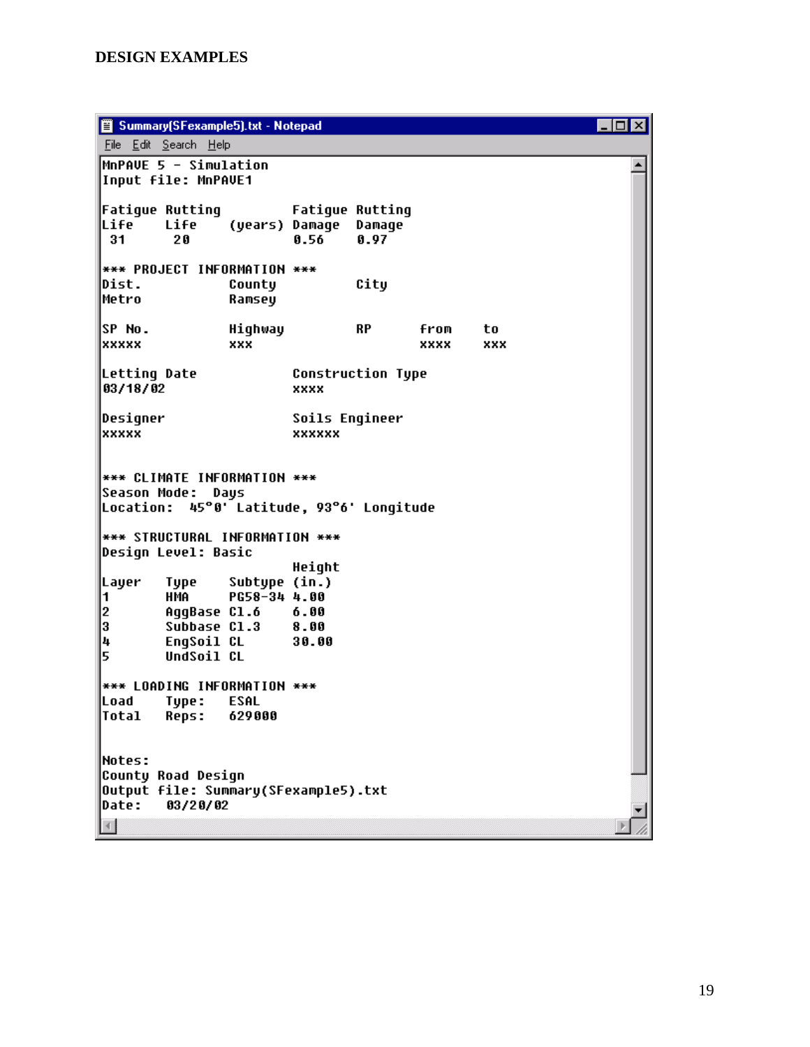**DESIGN EXAMPLES**

Summary(SFexample5).txt - Notepad

File Edit Search Help

```
MnPAVE 5 - Simulation
Input file: MnPAVE1

Fatigue Rutting         Fatigue Rutting
Life    Life    (years) Damage  Damage
 31      20             0.56    0.97

*** PROJECT INFORMATION ***
Dist.           County          City
Metro           Ramsey

SP No.          Highway         RP      from    to
xxxxx           xxx                     xxxx    xxx

Letting Date            Construction Type
03/18/02                xxxx

Designer                Soils Engineer
xxxxx                   xxxxxx


*** CLIMATE INFORMATION ***
Season Mode:  Days
Location:  45°0' Latitude, 93°6' Longitude

*** STRUCTURAL INFORMATION ***
Design Level: Basic
                        Height
Layer   Type    Subtype (in.)
1       HMA     PG58-34 4.00
2       AggBase Cl.6    6.00
3       Subbase Cl.3    8.00
4       EngSoil CL      30.00
5       UndSoil CL

*** LOADING INFORMATION ***
Load    Type:   ESAL
Total   Reps:   629000


Notes:
County Road Design
Output file: Summary(SFexample5).txt
Date:   03/20/02
```